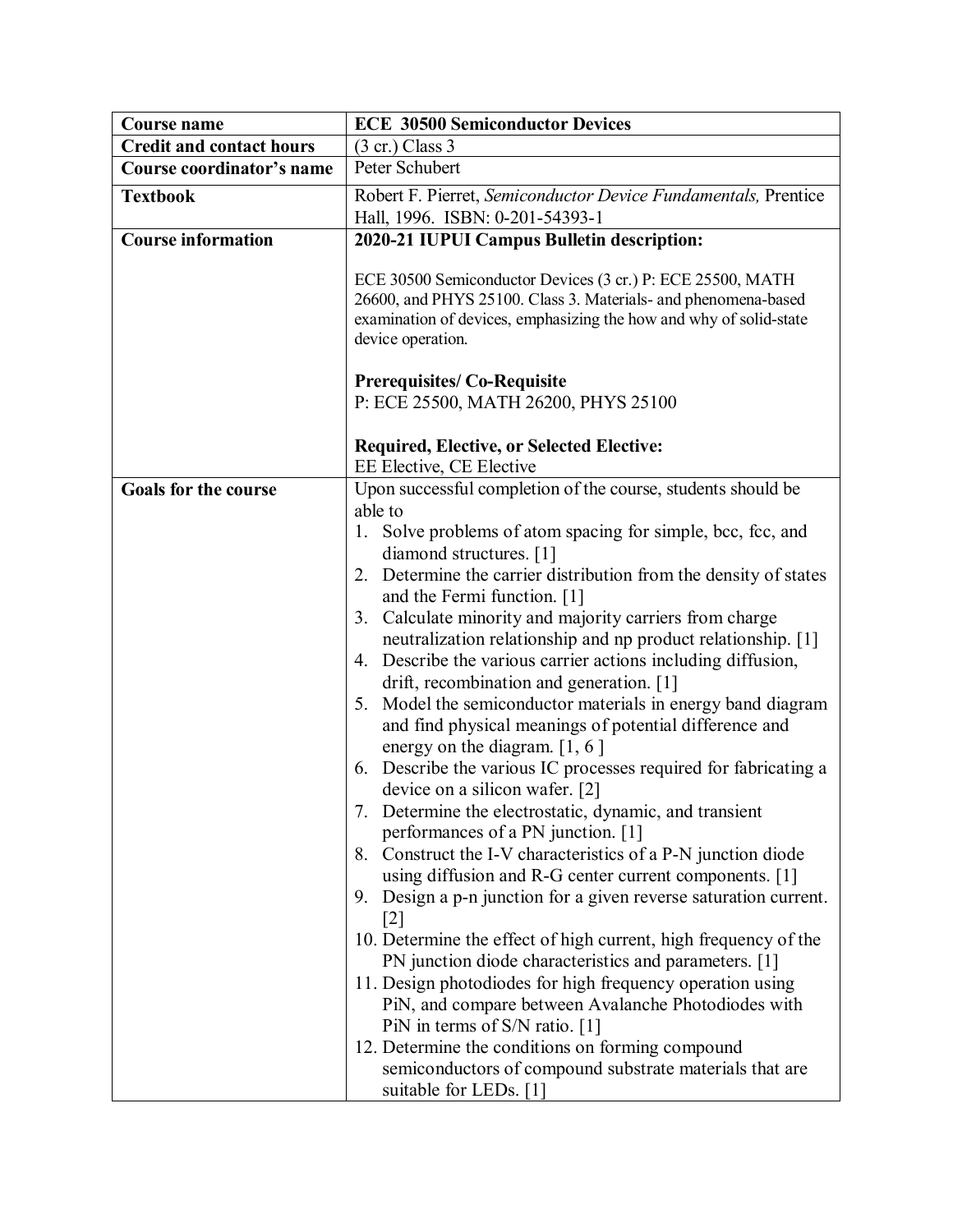| Course name | ECE 30500 Semiconductor Devices |
|---|---|
| Credit and contact hours | (3 cr.) Class 3 |
| Course coordinator's name | Peter Schubert |
| Textbook | Robert F. Pierret, *Semiconductor Device Fundamentals,* Prentice Hall, 1996. ISBN: 0-201-54393-1 |
| Course information | **2020-21 IUPUI Campus Bulletin description:**<br><br>ECE 30500 Semiconductor Devices (3 cr.) P: ECE 25500, MATH 26600, and PHYS 25100. Class 3. Materials- and phenomena-based examination of devices, emphasizing the how and why of solid-state device operation.<br><br>**Prerequisites/ Co-Requisite**<br>P: ECE 25500, MATH 26200, PHYS 25100<br><br>**Required, Elective, or Selected Elective:**<br>EE Elective, CE Elective |
| Goals for the course | Upon successful completion of the course, students should be able to<br>1. Solve problems of atom spacing for simple, bcc, fcc, and diamond structures. [1]<br>2. Determine the carrier distribution from the density of states and the Fermi function. [1]<br>3. Calculate minority and majority carriers from charge neutralization relationship and np product relationship. [1]<br>4. Describe the various carrier actions including diffusion, drift, recombination and generation. [1]<br>5. Model the semiconductor materials in energy band diagram and find physical meanings of potential difference and energy on the diagram. [1, 6 ]<br>6. Describe the various IC processes required for fabricating a device on a silicon wafer. [2]<br>7. Determine the electrostatic, dynamic, and transient performances of a PN junction. [1]<br>8. Construct the I-V characteristics of a P-N junction diode using diffusion and R-G center current components. [1]<br>9. Design a p-n junction for a given reverse saturation current. [2]<br>10. Determine the effect of high current, high frequency of the PN junction diode characteristics and parameters. [1]<br>11. Design photodiodes for high frequency operation using PiN, and compare between Avalanche Photodiodes with PiN in terms of S/N ratio. [1]<br>12. Determine the conditions on forming compound semiconductors of compound substrate materials that are suitable for LEDs. [1] |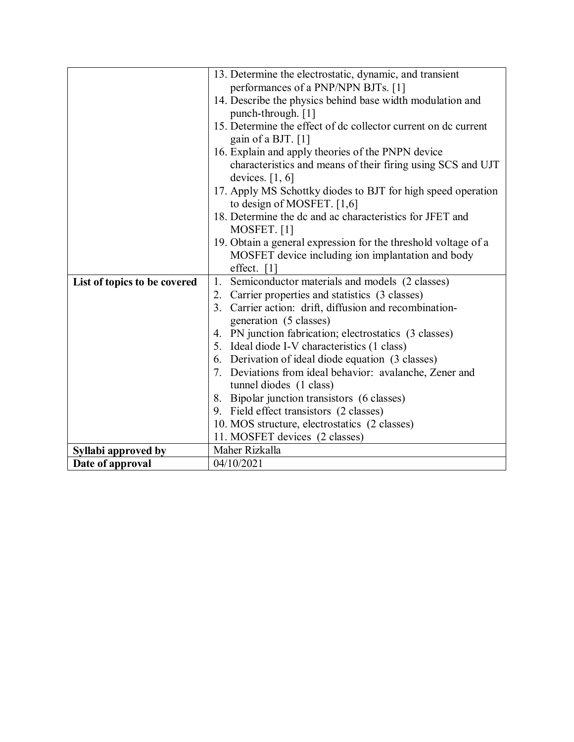| | |
|---|---|
| | 13. Determine the electrostatic, dynamic, and transient performances of a PNP/NPN BJTs. [1]<br>14. Describe the physics behind base width modulation and punch-through. [1]<br>15. Determine the effect of dc collector current on dc current gain of a BJT. [1]<br>16. Explain and apply theories of the PNPN device characteristics and means of their firing using SCS and UJT devices. [1, 6]<br>17. Apply MS Schottky diodes to BJT for high speed operation to design of MOSFET. [1,6]<br>18. Determine the dc and ac characteristics for JFET and MOSFET. [1]<br>19. Obtain a general expression for the threshold voltage of a MOSFET device including ion implantation and body effect. [1] |
| **List of topics to be covered** | 1. Semiconductor materials and models (2 classes)<br>2. Carrier properties and statistics (3 classes)<br>3. Carrier action: drift, diffusion and recombination-generation (5 classes)<br>4. PN junction fabrication; electrostatics (3 classes)<br>5. Ideal diode I-V characteristics (1 class)<br>6. Derivation of ideal diode equation (3 classes)<br>7. Deviations from ideal behavior: avalanche, Zener and tunnel diodes (1 class)<br>8. Bipolar junction transistors (6 classes)<br>9. Field effect transistors (2 classes)<br>10. MOS structure, electrostatics (2 classes)<br>11. MOSFET devices (2 classes) |
| **Syllabi approved by** | Maher Rizkalla |
| **Date of approval** | 04/10/2021 |